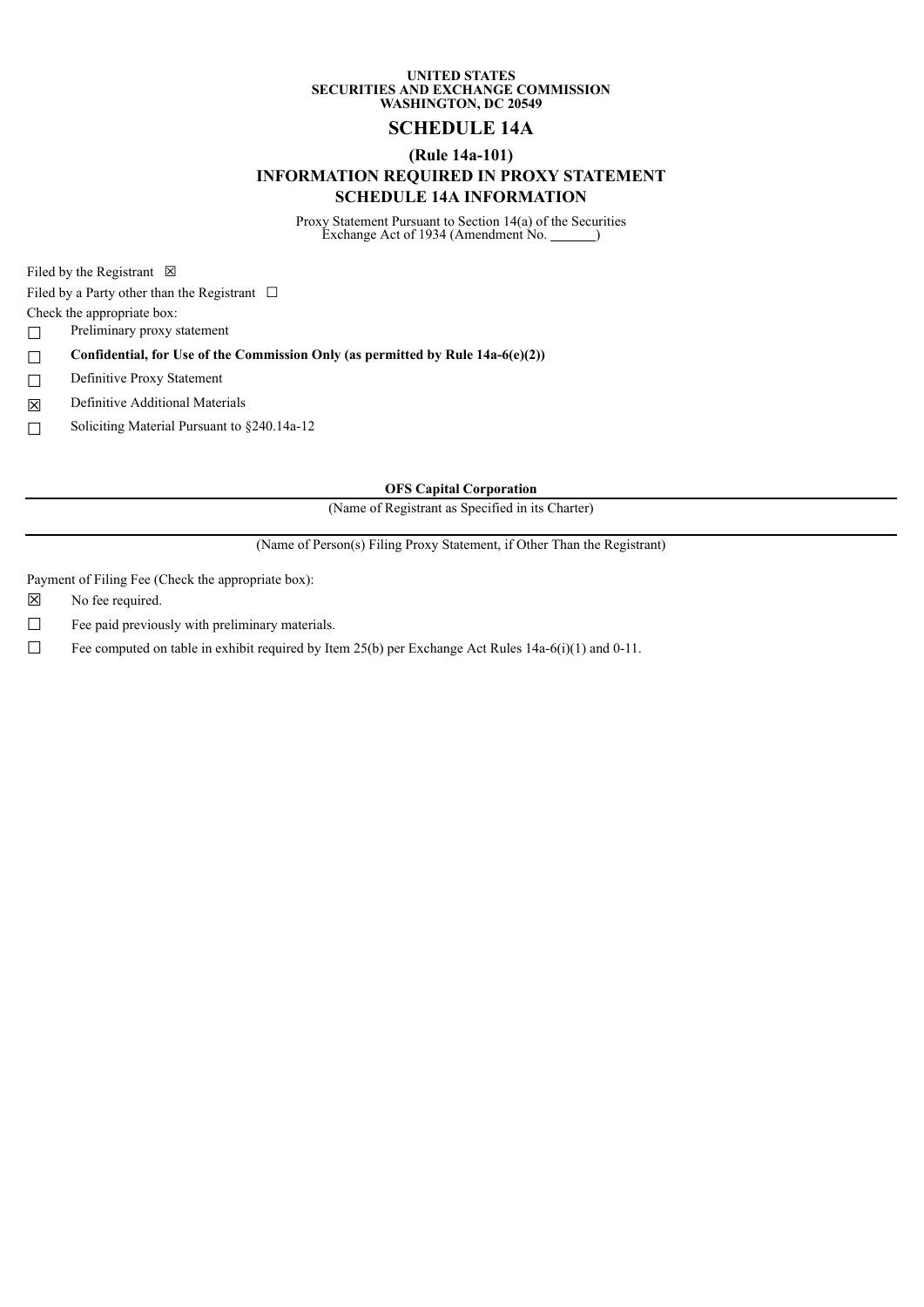**UNITED STATES**
**SECURITIES AND EXCHANGE COMMISSION**
**WASHINGTON, DC 20549**

# SCHEDULE 14A

## (Rule 14a-101)
## INFORMATION REQUIRED IN PROXY STATEMENT
## SCHEDULE 14A INFORMATION

Proxy Statement Pursuant to Section 14(a) of the Securities Exchange Act of 1934 (Amendment No. \_\_\_\_\_\_)

Filed by the Registrant ☒

Filed by a Party other than the Registrant ☐

Check the appropriate box:

☐ Preliminary proxy statement

☐ **Confidential, for Use of the Commission Only (as permitted by Rule 14a-6(e)(2))**

☐ Definitive Proxy Statement

☒ Definitive Additional Materials

☐ Soliciting Material Pursuant to §240.14a-12

**OFS Capital Corporation**

(Name of Registrant as Specified in its Charter)

(Name of Person(s) Filing Proxy Statement, if Other Than the Registrant)

Payment of Filing Fee (Check the appropriate box):

☒ No fee required.

☐ Fee paid previously with preliminary materials.

☐ Fee computed on table in exhibit required by Item 25(b) per Exchange Act Rules 14a-6(i)(1) and 0-11.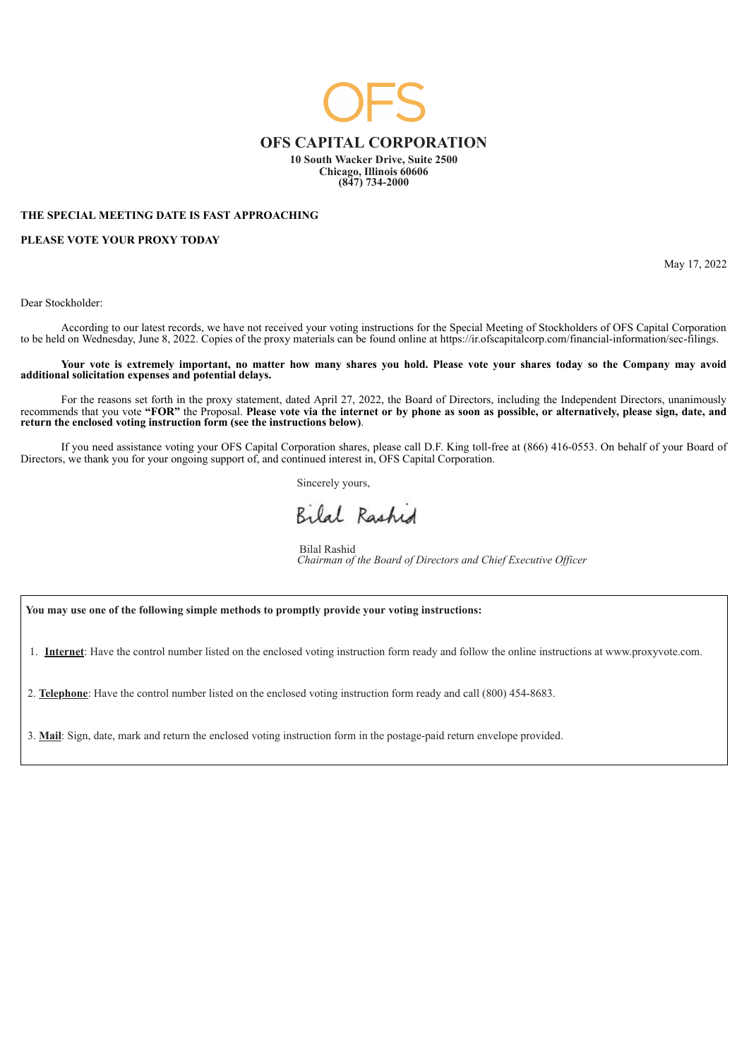# OFS CAPITAL CORPORATION

**10 South Wacker Drive, Suite 2500**
**Chicago, Illinois 60606**
**(847) 734-2000**

**THE SPECIAL MEETING DATE IS FAST APPROACHING**

**PLEASE VOTE YOUR PROXY TODAY**

May 17, 2022

Dear Stockholder:

According to our latest records, we have not received your voting instructions for the Special Meeting of Stockholders of OFS Capital Corporation to be held on Wednesday, June 8, 2022. Copies of the proxy materials can be found online at https://ir.ofscapitalcorp.com/financial-information/sec-filings.

**Your vote is extremely important, no matter how many shares you hold. Please vote your shares today so the Company may avoid additional solicitation expenses and potential delays.**

For the reasons set forth in the proxy statement, dated April 27, 2022, the Board of Directors, including the Independent Directors, unanimously recommends that you vote **"FOR"** the Proposal. **Please vote via the internet or by phone as soon as possible, or alternatively, please sign, date, and return the enclosed voting instruction form (see the instructions below)**.

If you need assistance voting your OFS Capital Corporation shares, please call D.F. King toll-free at (866) 416-0553. On behalf of your Board of Directors, we thank you for your ongoing support of, and continued interest in, OFS Capital Corporation.

Sincerely yours,

Bilal Rashid

Bilal Rashid
*Chairman of the Board of Directors and Chief Executive Officer*

**You may use one of the following simple methods to promptly provide your voting instructions:**

1. **Internet**: Have the control number listed on the enclosed voting instruction form ready and follow the online instructions at www.proxyvote.com.
2. **Telephone**: Have the control number listed on the enclosed voting instruction form ready and call (800) 454-8683.
3. **Mail**: Sign, date, mark and return the enclosed voting instruction form in the postage-paid return envelope provided.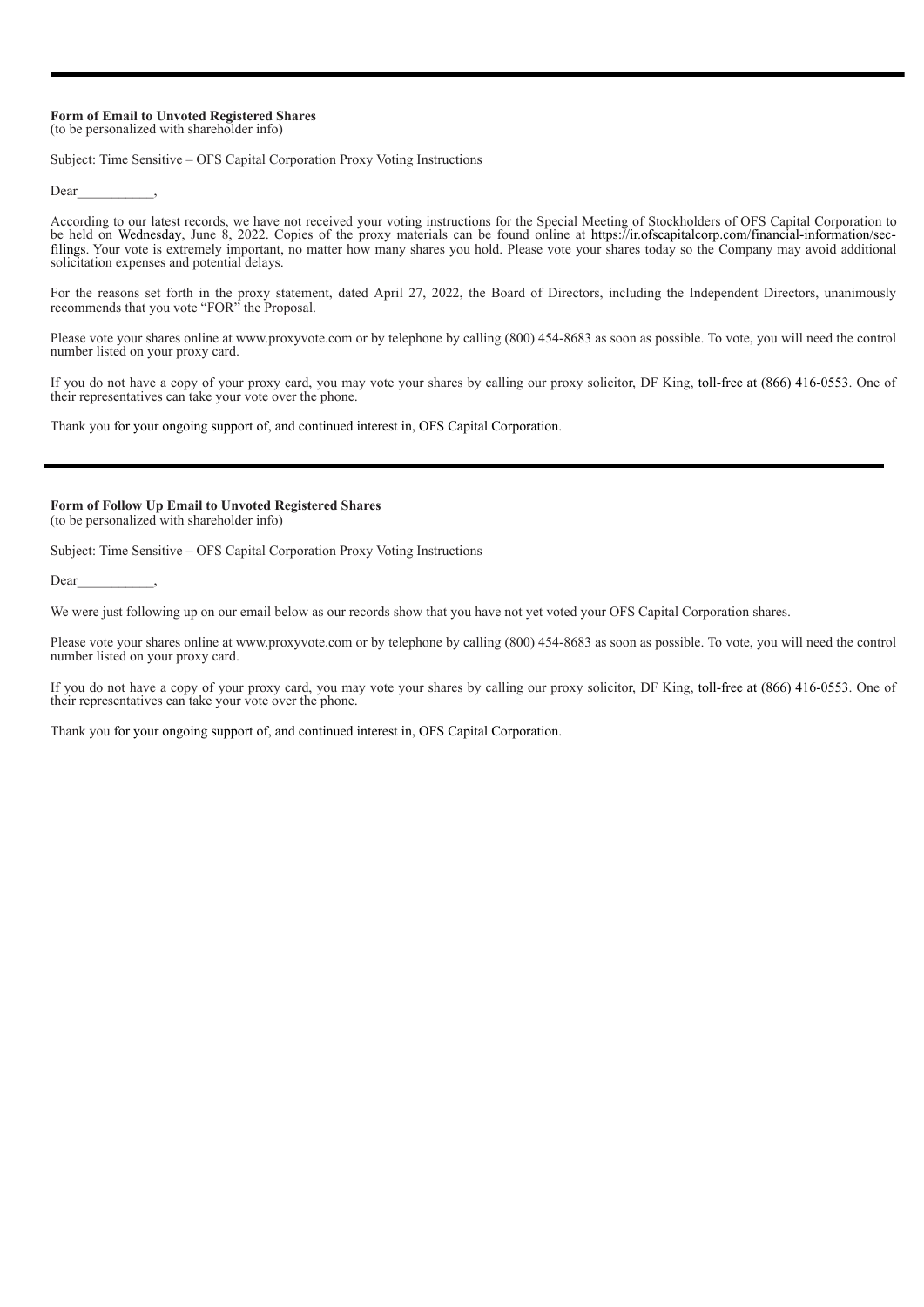---

**Form of Email to Unvoted Registered Shares**
(to be personalized with shareholder info)

Subject: Time Sensitive – OFS Capital Corporation Proxy Voting Instructions

Dear___________,

According to our latest records, we have not received your voting instructions for the Special Meeting of Stockholders of OFS Capital Corporation to be held on Wednesday, June 8, 2022. Copies of the proxy materials can be found online at https://ir.ofscapitalcorp.com/financial-information/sec-filings. Your vote is extremely important, no matter how many shares you hold. Please vote your shares today so the Company may avoid additional solicitation expenses and potential delays.

For the reasons set forth in the proxy statement, dated April 27, 2022, the Board of Directors, including the Independent Directors, unanimously recommends that you vote "FOR" the Proposal.

Please vote your shares online at www.proxyvote.com or by telephone by calling (800) 454-8683 as soon as possible. To vote, you will need the control number listed on your proxy card.

If you do not have a copy of your proxy card, you may vote your shares by calling our proxy solicitor, DF King, toll-free at (866) 416-0553. One of their representatives can take your vote over the phone.

Thank you for your ongoing support of, and continued interest in, OFS Capital Corporation.

---

**Form of Follow Up Email to Unvoted Registered Shares**
(to be personalized with shareholder info)

Subject: Time Sensitive – OFS Capital Corporation Proxy Voting Instructions

Dear___________,

We were just following up on our email below as our records show that you have not yet voted your OFS Capital Corporation shares.

Please vote your shares online at www.proxyvote.com or by telephone by calling (800) 454-8683 as soon as possible. To vote, you will need the control number listed on your proxy card.

If you do not have a copy of your proxy card, you may vote your shares by calling our proxy solicitor, DF King, toll-free at (866) 416-0553. One of their representatives can take your vote over the phone.

Thank you for your ongoing support of, and continued interest in, OFS Capital Corporation.